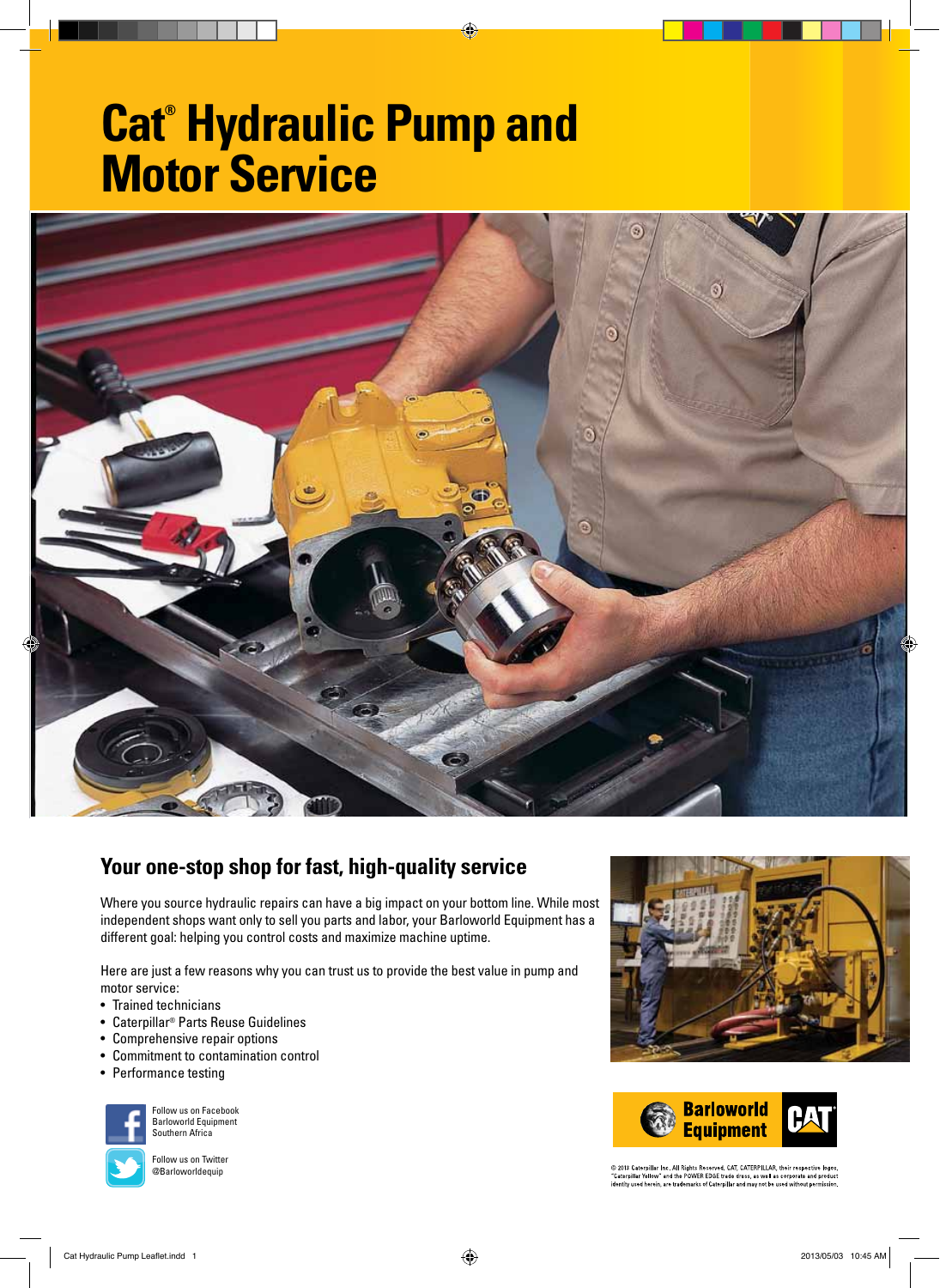# Cat® Hydraulic Pump and Motor Service

## Your one-stop shop for fast, high-quality service

Where you source hydraulic repairs can have a big impact on your bottom line. While most independent shops want only to sell you parts and labor, your Barloworld Equipment has a different goal: helping you control costs and maximize machine uptime.

Here are just a few reasons why you can trust us to provide the best value in pump and motor service:

- Trained technicians
- Caterpillar® Parts Reuse Guidelines
- Comprehensive repair options
- Commitment to contamination control
- Performance testing

Follow us on Facebook
Barloworld Equipment
Southern Africa

Follow us on Twitter
@Barloworldequip

Barloworld Equipment CAT

© 2013 Caterpillar Inc. All Rights Reserved. CAT, CATERPILLAR, their respective logos, "Caterpillar Yellow" and the POWER EDGE trade dress, as well as corporate and product identity used herein, are trademarks of Caterpillar and may not be used without permission.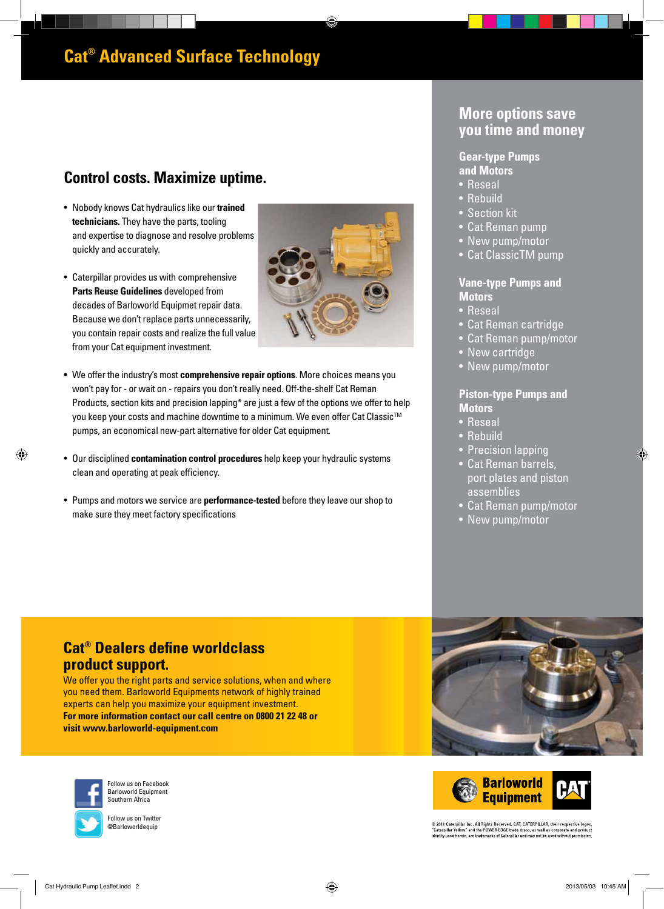# Cat® Advanced Surface Technology

## Control costs. Maximize uptime.

- Nobody knows Cat hydraulics like our **trained technicians.** They have the parts, tooling and expertise to diagnose and resolve problems quickly and accurately.
- Caterpillar provides us with comprehensive **Parts Reuse Guidelines** developed from decades of Barloworld Equipmet repair data. Because we don't replace parts unnecessarily, you contain repair costs and realize the full value from your Cat equipment investment.
- We offer the industry's most **comprehensive repair options**. More choices means you won't pay for - or wait on - repairs you don't really need. Off-the-shelf Cat Reman Products, section kits and precision lapping* are just a few of the options we offer to help you keep your costs and machine downtime to a minimum. We even offer Cat Classic™ pumps, an economical new-part alternative for older Cat equipment.
- Our disciplined **contamination control procedures** help keep your hydraulic systems clean and operating at peak efficiency.
- Pumps and motors we service are **performance-tested** before they leave our shop to make sure they meet factory specifications

## More options save you time and money

### Gear-type Pumps and Motors

- Reseal
- Rebuild
- Section kit
- Cat Reman pump
- New pump/motor
- Cat ClassicTM pump

### Vane-type Pumps and Motors

- Reseal
- Cat Reman cartridge
- Cat Reman pump/motor
- New cartridge
- New pump/motor

### Piston-type Pumps and Motors

- Reseal
- Rebuild
- Precision lapping
- Cat Reman barrels, port plates and piston assemblies
- Cat Reman pump/motor
- New pump/motor

## Cat® Dealers define worldclass product support.

We offer you the right parts and service solutions, when and where you need them. Barloworld Equipments network of highly trained experts can help you maximize your equipment investment.
**For more information contact our call centre on 0800 21 22 48 or visit www.barloworld-equipment.com**

Follow us on Facebook
Barloworld Equipment
Southern Africa

Follow us on Twitter
@Barloworldequip

Barloworld Equipment

© 2013 Caterpillar Inc. All Rights Reserved. CAT, CATERPILLAR, their respective logos, "Caterpillar Yellow" and the POWER EDGE trade dress, as well as corporate and product identity used herein, are trademarks of Caterpillar and may not be used without permission.